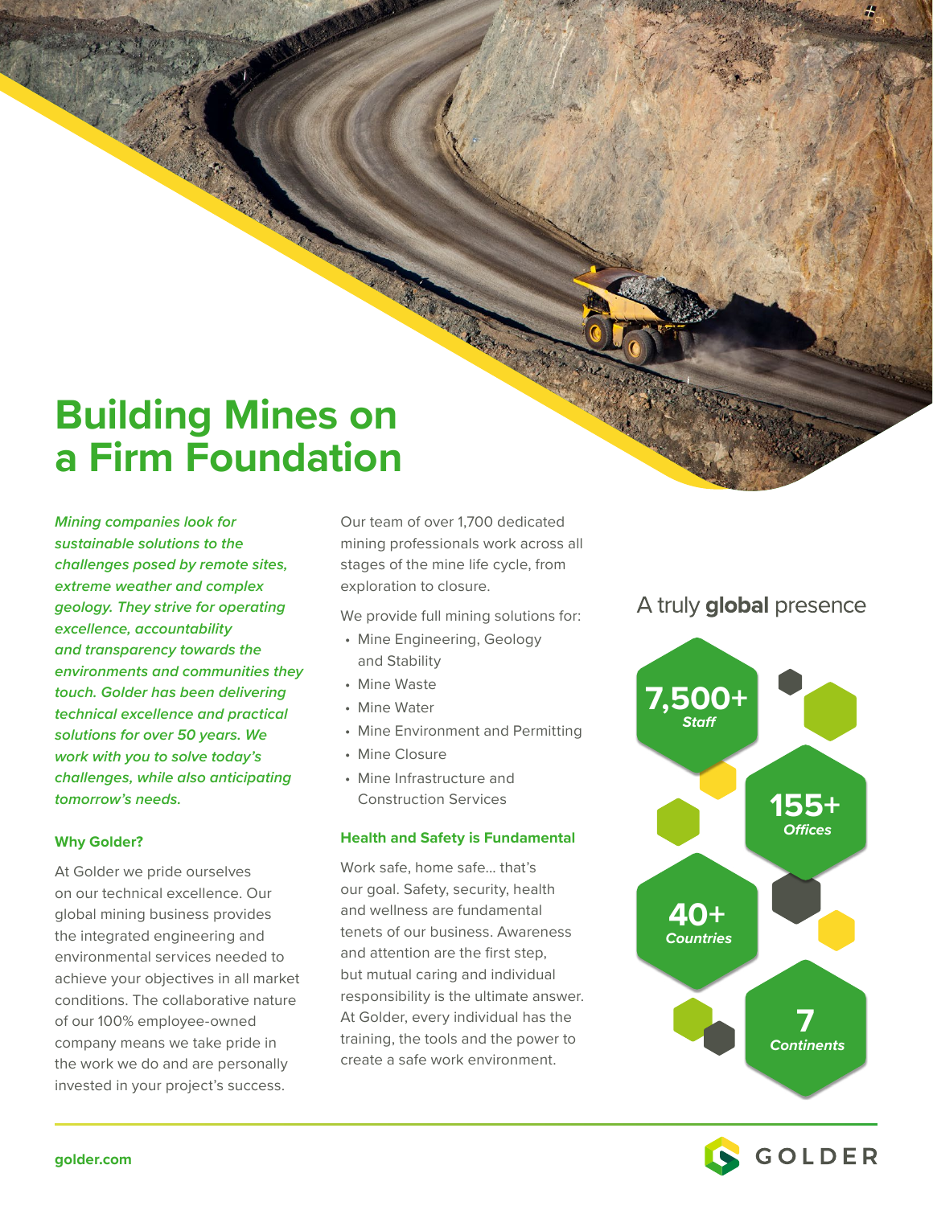# Building Mines on a Firm Foundation

***Mining companies look for sustainable solutions to the challenges posed by remote sites, extreme weather and complex geology. They strive for operating excellence, accountability and transparency towards the environments and communities they touch. Golder has been delivering technical excellence and practical solutions for over 50 years. We work with you to solve today's challenges, while also anticipating tomorrow's needs.***

### Why Golder?

At Golder we pride ourselves on our technical excellence. Our global mining business provides the integrated engineering and environmental services needed to achieve your objectives in all market conditions. The collaborative nature of our 100% employee-owned company means we take pride in the work we do and are personally invested in your project's success.

Our team of over 1,700 dedicated mining professionals work across all stages of the mine life cycle, from exploration to closure.

We provide full mining solutions for:

- Mine Engineering, Geology and Stability
- Mine Waste
- Mine Water
- Mine Environment and Permitting
- Mine Closure
- Mine Infrastructure and Construction Services

### Health and Safety is Fundamental

Work safe, home safe… that's our goal. Safety, security, health and wellness are fundamental tenets of our business. Awareness and attention are the first step, but mutual caring and individual responsibility is the ultimate answer. At Golder, every individual has the training, the tools and the power to create a safe work environment.

## A truly **global** presence

- **7,500+** *Staff*
- **155+** *Offices*
- **40+** *Countries*
- **7** *Continents*

golder.com

GOLDER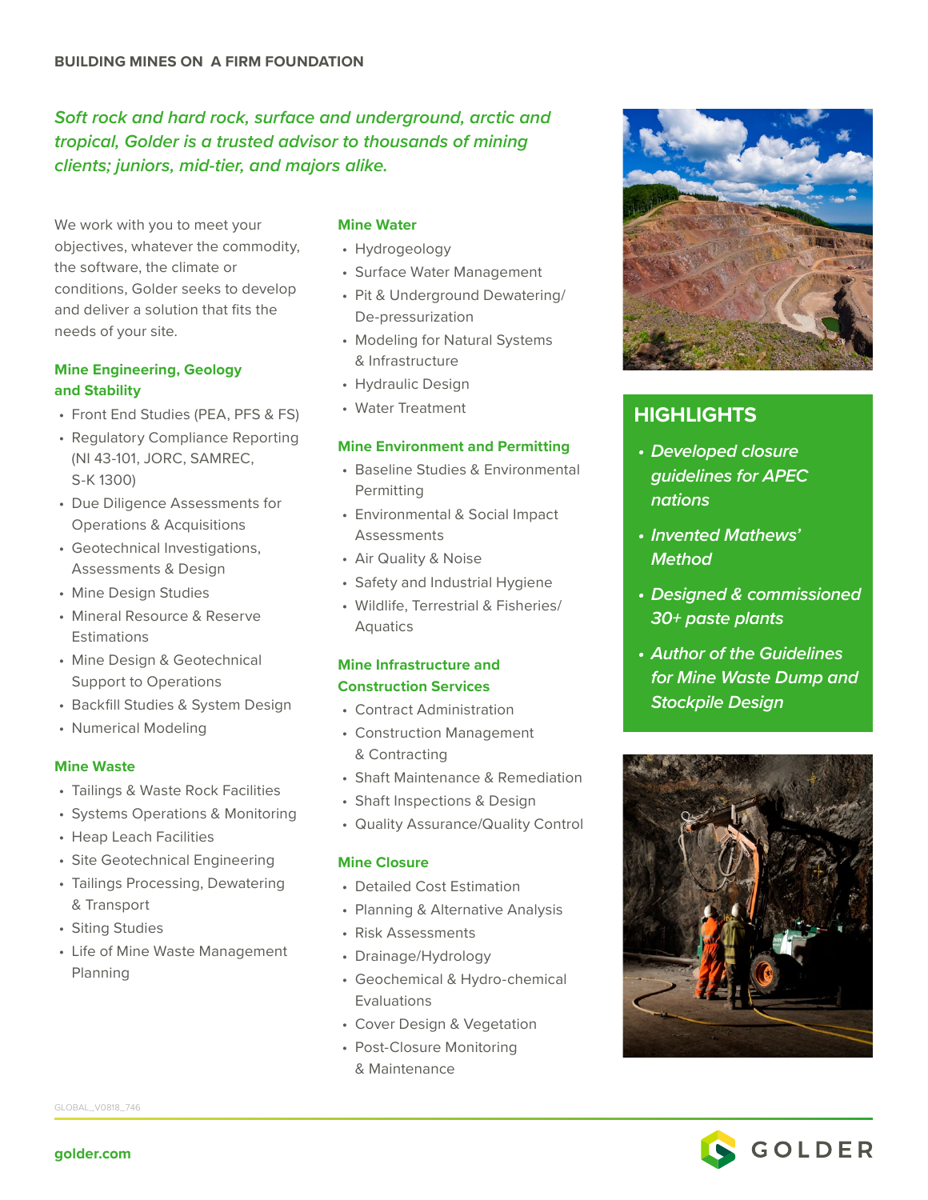## BUILDING MINES ON A FIRM FOUNDATION

*Soft rock and hard rock, surface and underground, arctic and tropical, Golder is a trusted advisor to thousands of mining clients; juniors, mid-tier, and majors alike.*

We work with you to meet your objectives, whatever the commodity, the software, the climate or conditions, Golder seeks to develop and deliver a solution that fits the needs of your site.

### Mine Engineering, Geology and Stability

- Front End Studies (PEA, PFS & FS)
- Regulatory Compliance Reporting (NI 43-101, JORC, SAMREC, S-K 1300)
- Due Diligence Assessments for Operations & Acquisitions
- Geotechnical Investigations, Assessments & Design
- Mine Design Studies
- Mineral Resource & Reserve Estimations
- Mine Design & Geotechnical Support to Operations
- Backfill Studies & System Design
- Numerical Modeling

### Mine Waste

- Tailings & Waste Rock Facilities
- Systems Operations & Monitoring
- Heap Leach Facilities
- Site Geotechnical Engineering
- Tailings Processing, Dewatering & Transport
- Siting Studies
- Life of Mine Waste Management Planning

### Mine Water

- Hydrogeology
- Surface Water Management
- Pit & Underground Dewatering/De-pressurization
- Modeling for Natural Systems & Infrastructure
- Hydraulic Design
- Water Treatment

### Mine Environment and Permitting

- Baseline Studies & Environmental Permitting
- Environmental & Social Impact Assessments
- Air Quality & Noise
- Safety and Industrial Hygiene
- Wildlife, Terrestrial & Fisheries/Aquatics

### Mine Infrastructure and Construction Services

- Contract Administration
- Construction Management & Contracting
- Shaft Maintenance & Remediation
- Shaft Inspections & Design
- Quality Assurance/Quality Control

### Mine Closure

- Detailed Cost Estimation
- Planning & Alternative Analysis
- Risk Assessments
- Drainage/Hydrology
- Geochemical & Hydro-chemical Evaluations
- Cover Design & Vegetation
- Post-Closure Monitoring & Maintenance

## HIGHLIGHTS

- *Developed closure guidelines for APEC nations*
- *Invented Mathews' Method*
- *Designed & commissioned 30+ paste plants*
- *Author of the Guidelines for Mine Waste Dump and Stockpile Design*

GLOBAL_V0818_746

golder.com

GOLDER